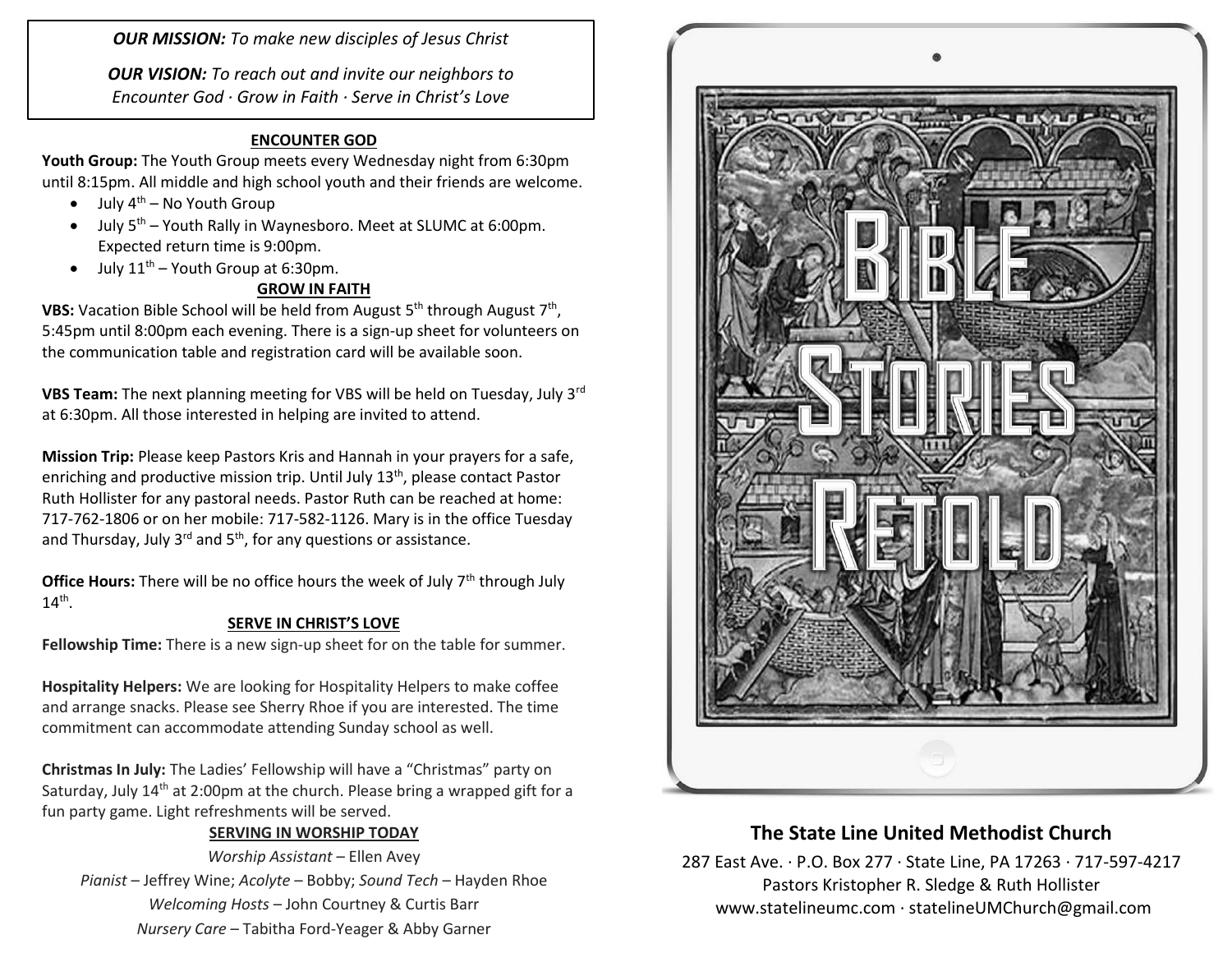***OUR MISSION:*** *To make new disciples of Jesus Christ*

***OUR VISION:*** *To reach out and invite our neighbors to Encounter God · Grow in Faith · Serve in Christ's Love*

## ENCOUNTER GOD

**Youth Group:** The Youth Group meets every Wednesday night from 6:30pm until 8:15pm. All middle and high school youth and their friends are welcome.

- July 4th – No Youth Group
- July 5th – Youth Rally in Waynesboro. Meet at SLUMC at 6:00pm. Expected return time is 9:00pm.
- July 11th – Youth Group at 6:30pm.

## GROW IN FAITH

**VBS:** Vacation Bible School will be held from August 5th through August 7th, 5:45pm until 8:00pm each evening. There is a sign-up sheet for volunteers on the communication table and registration card will be available soon.

**VBS Team:** The next planning meeting for VBS will be held on Tuesday, July 3rd at 6:30pm. All those interested in helping are invited to attend.

**Mission Trip:** Please keep Pastors Kris and Hannah in your prayers for a safe, enriching and productive mission trip. Until July 13th, please contact Pastor Ruth Hollister for any pastoral needs. Pastor Ruth can be reached at home: 717-762-1806 or on her mobile: 717-582-1126. Mary is in the office Tuesday and Thursday, July 3rd and 5th, for any questions or assistance.

**Office Hours:** There will be no office hours the week of July 7th through July 14th.

## SERVE IN CHRIST'S LOVE

**Fellowship Time:** There is a new sign-up sheet for on the table for summer.

**Hospitality Helpers:** We are looking for Hospitality Helpers to make coffee and arrange snacks. Please see Sherry Rhoe if you are interested. The time commitment can accommodate attending Sunday school as well.

**Christmas In July:** The Ladies' Fellowship will have a "Christmas" party on Saturday, July 14th at 2:00pm at the church. Please bring a wrapped gift for a fun party game. Light refreshments will be served.

## SERVING IN WORSHIP TODAY

*Worship Assistant* – Ellen Avey

*Pianist* – Jeffrey Wine; *Acolyte* – Bobby; *Sound Tech* – Hayden Rhoe

*Welcoming Hosts* – John Courtney & Curtis Barr

*Nursery Care* – Tabitha Ford-Yeager & Abby Garner

# Bible Stories Retold

## The State Line United Methodist Church

287 East Ave. · P.O. Box 277 · State Line, PA 17263 · 717-597-4217

Pastors Kristopher R. Sledge & Ruth Hollister

www.statelineumc.com · statelineUMChurch@gmail.com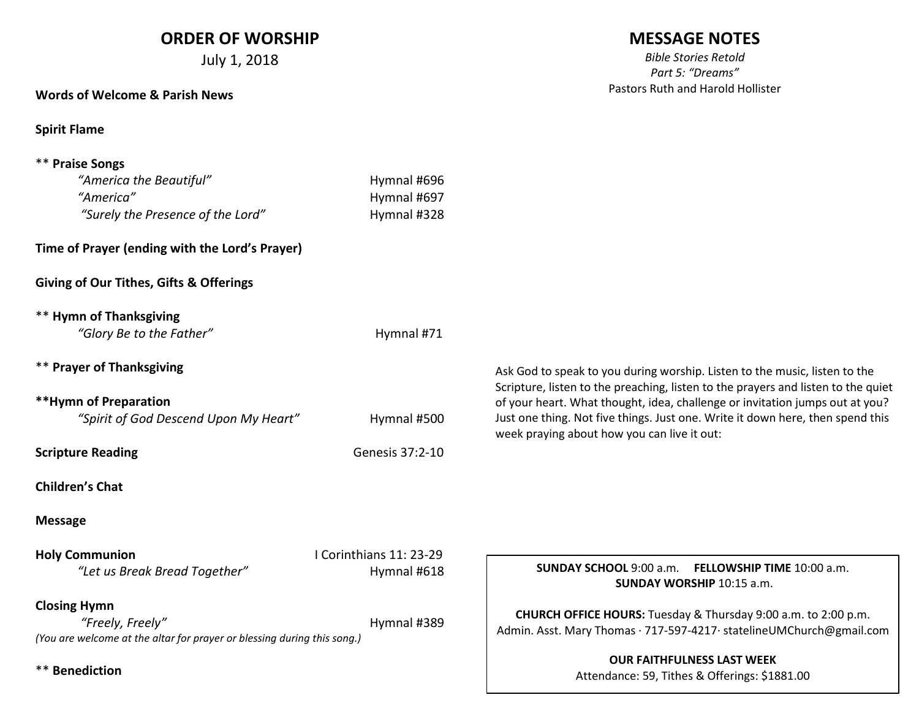# ORDER OF WORSHIP

July 1, 2018

**Words of Welcome & Parish News**

**Spirit Flame**

\*\* **Praise Songs**

*"America the Beautiful"* — Hymnal #696
*"America"* — Hymnal #697
*"Surely the Presence of the Lord"* — Hymnal #328

**Time of Prayer (ending with the Lord's Prayer)**

**Giving of Our Tithes, Gifts & Offerings**

\*\* **Hymn of Thanksgiving**

*"Glory Be to the Father"* — Hymnal #71

\*\* **Prayer of Thanksgiving**

**\*\*Hymn of Preparation**

*"Spirit of God Descend Upon My Heart"* — Hymnal #500

**Scripture Reading** — Genesis 37:2-10

**Children's Chat**

**Message**

**Holy Communion** — I Corinthians 11: 23-29

*"Let us Break Bread Together"* — Hymnal #618

**Closing Hymn**

*"Freely, Freely"* — Hymnal #389

*(You are welcome at the altar for prayer or blessing during this song.)*

\*\* **Benediction**

# MESSAGE NOTES

*Bible Stories Retold*
*Part 5: "Dreams"*
Pastors Ruth and Harold Hollister

Ask God to speak to you during worship. Listen to the music, listen to the Scripture, listen to the preaching, listen to the prayers and listen to the quiet of your heart. What thought, idea, challenge or invitation jumps out at you? Just one thing. Not five things. Just one. Write it down here, then spend this week praying about how you can live it out:

**SUNDAY SCHOOL** 9:00 a.m. **FELLOWSHIP TIME** 10:00 a.m.
**SUNDAY WORSHIP** 10:15 a.m.

**CHURCH OFFICE HOURS:** Tuesday & Thursday 9:00 a.m. to 2:00 p.m.
Admin. Asst. Mary Thomas · 717-597-4217· statelineUMChurch@gmail.com

**OUR FAITHFULNESS LAST WEEK**
Attendance: 59, Tithes & Offerings: $1881.00